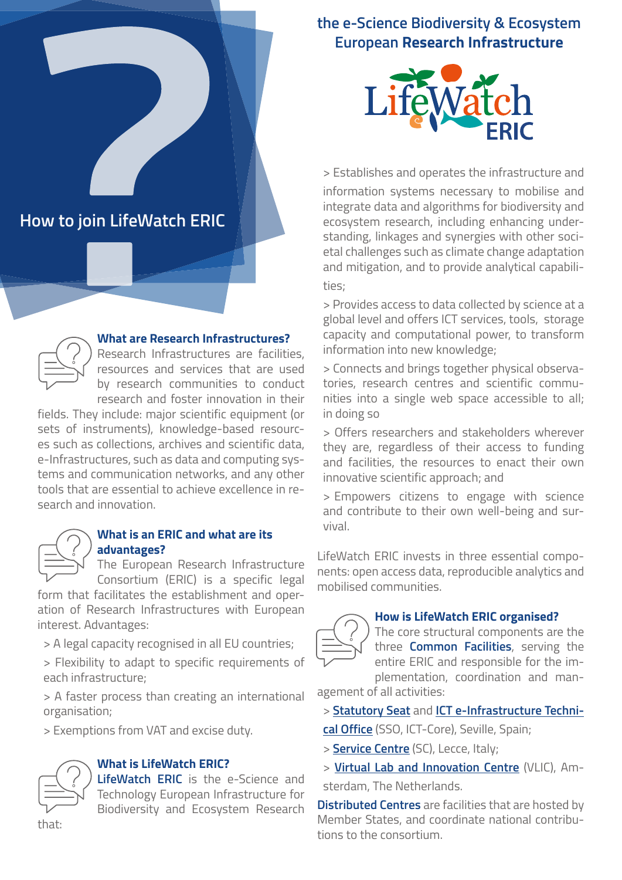# How to join LifeWatch ERIC

### What are Research Infrastructures?

Research Infrastructures are facilities, resources and services that are used by research communities to conduct research and foster innovation in their fields. They include: major scientific equipment (or sets of instruments), knowledge-based resources such as collections, archives and scientific data, e-Infrastructures, such as data and computing systems and communication networks, and any other tools that are essential to achieve excellence in research and innovation.

### What is an ERIC and what are its advantages?

The European Research Infrastructure Consortium (ERIC) is a specific legal form that facilitates the establishment and operation of Research Infrastructures with European interest. Advantages:

> A legal capacity recognised in all EU countries;

> Flexibility to adapt to specific requirements of each infrastructure;

> A faster process than creating an international organisation;

> Exemptions from VAT and excise duty.

### What is LifeWatch ERIC?

**LifeWatch ERIC** is the e-Science and Technology European Infrastructure for Biodiversity and Ecosystem Research that:

## the e-Science Biodiversity & Ecosystem European **Research Infrastructure**

LifeWatch ERIC

> Establishes and operates the infrastructure and information systems necessary to mobilise and integrate data and algorithms for biodiversity and ecosystem research, including enhancing understanding, linkages and synergies with other societal challenges such as climate change adaptation and mitigation, and to provide analytical capabilities;

> Provides access to data collected by science at a global level and offers ICT services, tools, storage capacity and computational power, to transform information into new knowledge;

> Connects and brings together physical observatories, research centres and scientific communities into a single web space accessible to all; in doing so

> Offers researchers and stakeholders wherever they are, regardless of their access to funding and facilities, the resources to enact their own innovative scientific approach; and

> Empowers citizens to engage with science and contribute to their own well-being and survival.

LifeWatch ERIC invests in three essential components: open access data, reproducible analytics and mobilised communities.

### How is LifeWatch ERIC organised?

The core structural components are the three **Common Facilities**, serving the entire ERIC and responsible for the implementation, coordination and management of all activities:

> **Statutory Seat** and **ICT e-Infrastructure Technical Office** (SSO, ICT-Core), Seville, Spain;

> **Service Centre** (SC), Lecce, Italy;

> **Virtual Lab and Innovation Centre** (VLIC), Amsterdam, The Netherlands.

**Distributed Centres** are facilities that are hosted by Member States, and coordinate national contributions to the consortium.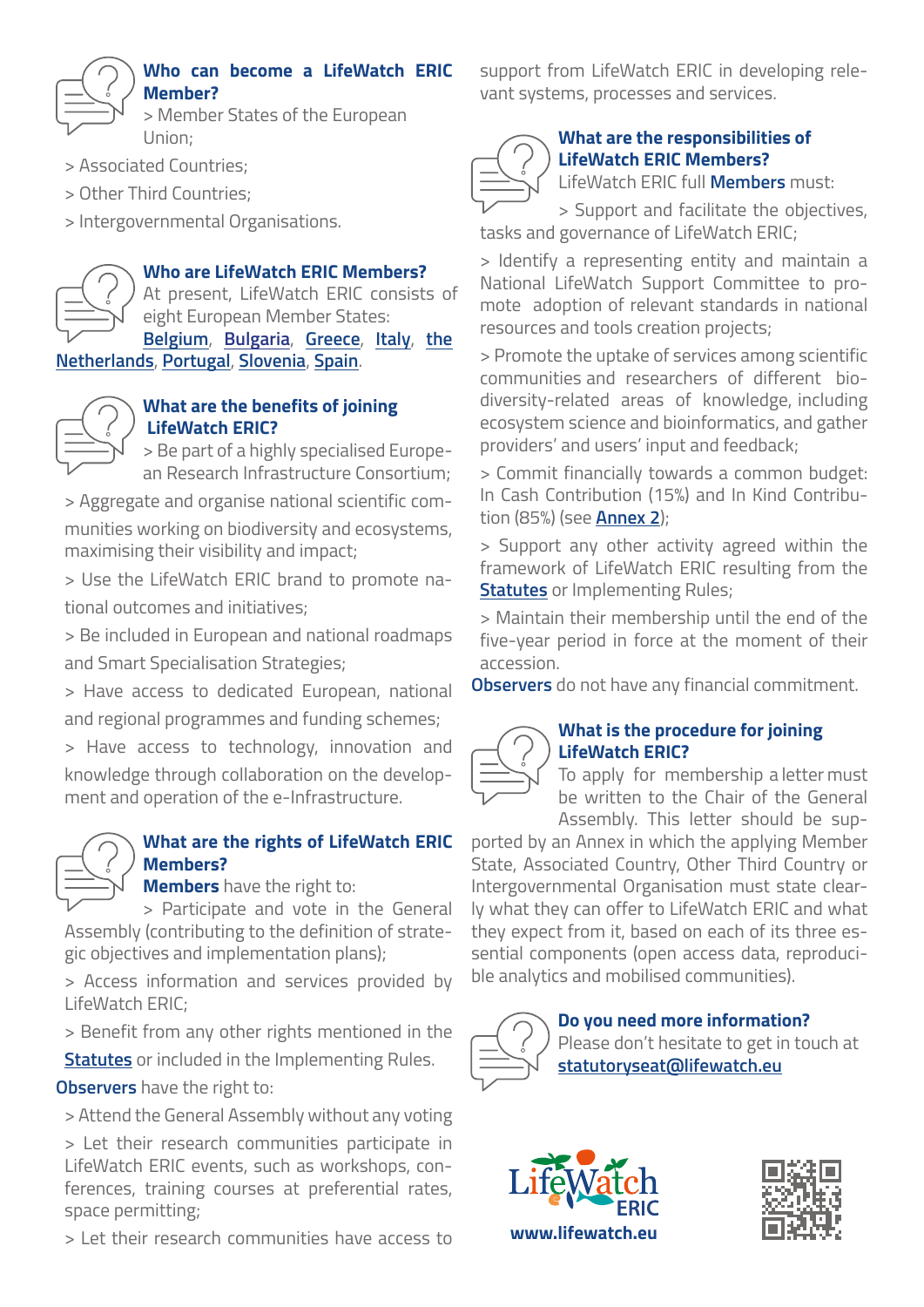## Who can become a LifeWatch ERIC Member?

> Member States of the European Union;

> Associated Countries;

> Other Third Countries;

> Intergovernmental Organisations.

## Who are LifeWatch ERIC Members?

At present, LifeWatch ERIC consists of eight European Member States: Belgium, Bulgaria, Greece, Italy, the Netherlands, Portugal, Slovenia, Spain.

## What are the benefits of joining LifeWatch ERIC?

> Be part of a highly specialised European Research Infrastructure Consortium;

> Aggregate and organise national scientific communities working on biodiversity and ecosystems, maximising their visibility and impact;

> Use the LifeWatch ERIC brand to promote national outcomes and initiatives;

> Be included in European and national roadmaps and Smart Specialisation Strategies;

> Have access to dedicated European, national and regional programmes and funding schemes;

> Have access to technology, innovation and knowledge through collaboration on the development and operation of the e-Infrastructure.

## What are the rights of LifeWatch ERIC Members?

**Members** have the right to:

> Participate and vote in the General Assembly (contributing to the definition of strategic objectives and implementation plans);

> Access information and services provided by LifeWatch ERIC;

> Benefit from any other rights mentioned in the Statutes or included in the Implementing Rules.

**Observers** have the right to:

> Attend the General Assembly without any voting

> Let their research communities participate in LifeWatch ERIC events, such as workshops, conferences, training courses at preferential rates, space permitting;

> Let their research communities have access to support from LifeWatch ERIC in developing relevant systems, processes and services.

## What are the responsibilities of LifeWatch ERIC Members?

LifeWatch ERIC full **Members** must:

> Support and facilitate the objectives, tasks and governance of LifeWatch ERIC;

> Identify a representing entity and maintain a National LifeWatch Support Committee to promote adoption of relevant standards in national resources and tools creation projects;

> Promote the uptake of services among scientific communities and researchers of different biodiversity-related areas of knowledge, including ecosystem science and bioinformatics, and gather providers' and users' input and feedback;

> Commit financially towards a common budget: In Cash Contribution (15%) and In Kind Contribution (85%) (see **Annex 2**);

> Support any other activity agreed within the framework of LifeWatch ERIC resulting from the Statutes or Implementing Rules;

> Maintain their membership until the end of the five-year period in force at the moment of their accession.

**Observers** do not have any financial commitment.

## What is the procedure for joining LifeWatch ERIC?

To apply for membership a letter must be written to the Chair of the General Assembly. This letter should be supported by an Annex in which the applying Member State, Associated Country, Other Third Country or Intergovernmental Organisation must state clearly what they can offer to LifeWatch ERIC and what they expect from it, based on each of its three essential components (open access data, reproducible analytics and mobilised communities).

## Do you need more information?

Please don't hesitate to get in touch at statutoryseat@lifewatch.eu

LifeWatch ERIC

www.lifewatch.eu